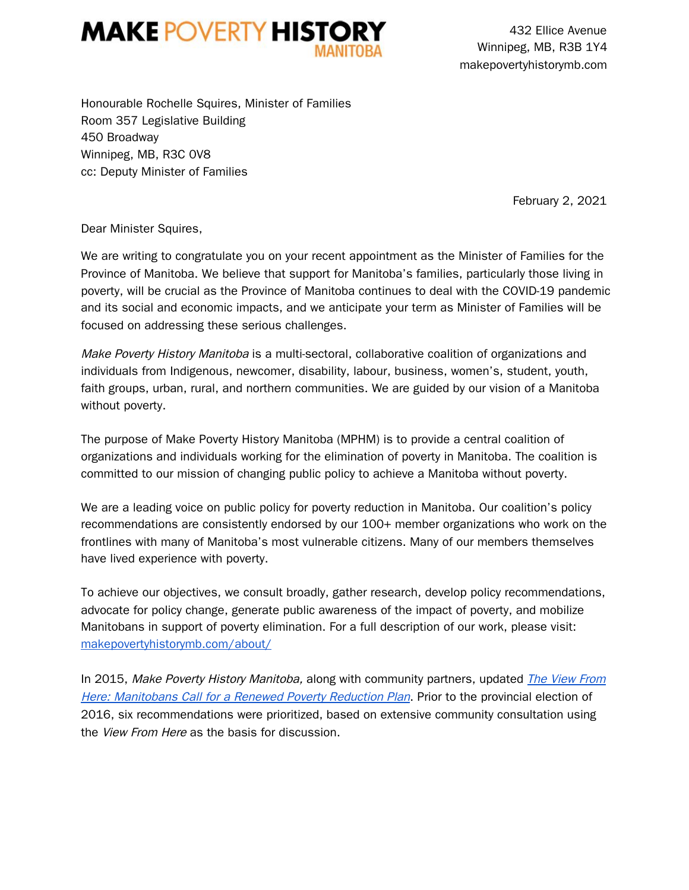**MAKE POVERTY HISTORY MANITOBA**

432 Ellice Avenue
Winnipeg, MB, R3B 1Y4
makepovertyhistorymb.com

Honourable Rochelle Squires, Minister of Families
Room 357 Legislative Building
450 Broadway
Winnipeg, MB, R3C 0V8
cc: Deputy Minister of Families

February 2, 2021

Dear Minister Squires,

We are writing to congratulate you on your recent appointment as the Minister of Families for the Province of Manitoba. We believe that support for Manitoba's families, particularly those living in poverty, will be crucial as the Province of Manitoba continues to deal with the COVID-19 pandemic and its social and economic impacts, and we anticipate your term as Minister of Families will be focused on addressing these serious challenges.

*Make Poverty History Manitoba* is a multi-sectoral, collaborative coalition of organizations and individuals from Indigenous, newcomer, disability, labour, business, women's, student, youth, faith groups, urban, rural, and northern communities. We are guided by our vision of a Manitoba without poverty.

The purpose of Make Poverty History Manitoba (MPHM) is to provide a central coalition of organizations and individuals working for the elimination of poverty in Manitoba. The coalition is committed to our mission of changing public policy to achieve a Manitoba without poverty.

We are a leading voice on public policy for poverty reduction in Manitoba. Our coalition's policy recommendations are consistently endorsed by our 100+ member organizations who work on the frontlines with many of Manitoba's most vulnerable citizens. Many of our members themselves have lived experience with poverty.

To achieve our objectives, we consult broadly, gather research, develop policy recommendations, advocate for policy change, generate public awareness of the impact of poverty, and mobilize Manitobans in support of poverty elimination. For a full description of our work, please visit: makepovertyhistorymb.com/about/

In 2015, *Make Poverty History Manitoba,* along with community partners, updated *The View From Here: Manitobans Call for a Renewed Poverty Reduction Plan*. Prior to the provincial election of 2016, six recommendations were prioritized, based on extensive community consultation using the *View From Here* as the basis for discussion.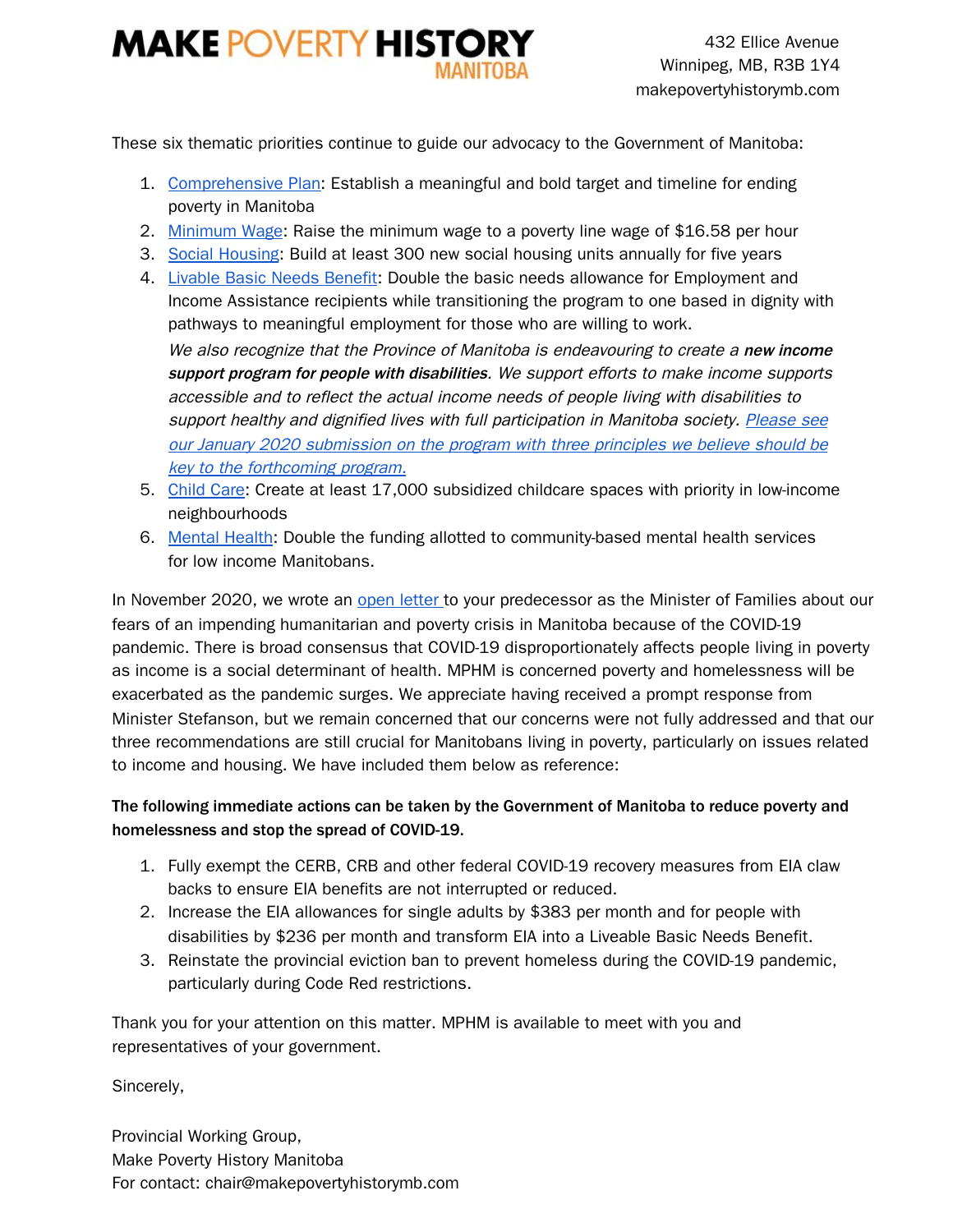# MAKE POVERTY HISTORY MANITOBA

432 Ellice Avenue
Winnipeg, MB, R3B 1Y4
makepovertyhistorymb.com

These six thematic priorities continue to guide our advocacy to the Government of Manitoba:

1. Comprehensive Plan: Establish a meaningful and bold target and timeline for ending poverty in Manitoba
2. Minimum Wage: Raise the minimum wage to a poverty line wage of $16.58 per hour
3. Social Housing: Build at least 300 new social housing units annually for five years
4. Livable Basic Needs Benefit: Double the basic needs allowance for Employment and Income Assistance recipients while transitioning the program to one based in dignity with pathways to meaningful employment for those who are willing to work.

   *We also recognize that the Province of Manitoba is endeavouring to create a **new income support program for people with disabilities**. We support efforts to make income supports accessible and to reflect the actual income needs of people living with disabilities to support healthy and dignified lives with full participation in Manitoba society. Please see our January 2020 submission on the program with three principles we believe should be key to the forthcoming program.*
5. Child Care: Create at least 17,000 subsidized childcare spaces with priority in low-income neighbourhoods
6. Mental Health: Double the funding allotted to community-based mental health services for low income Manitobans.

In November 2020, we wrote an open letter to your predecessor as the Minister of Families about our fears of an impending humanitarian and poverty crisis in Manitoba because of the COVID-19 pandemic. There is broad consensus that COVID-19 disproportionately affects people living in poverty as income is a social determinant of health. MPHM is concerned poverty and homelessness will be exacerbated as the pandemic surges. We appreciate having received a prompt response from Minister Stefanson, but we remain concerned that our concerns were not fully addressed and that our three recommendations are still crucial for Manitobans living in poverty, particularly on issues related to income and housing. We have included them below as reference:

**The following immediate actions can be taken by the Government of Manitoba to reduce poverty and homelessness and stop the spread of COVID-19.**

1. Fully exempt the CERB, CRB and other federal COVID-19 recovery measures from EIA claw backs to ensure EIA benefits are not interrupted or reduced.
2. Increase the EIA allowances for single adults by $383 per month and for people with disabilities by $236 per month and transform EIA into a Liveable Basic Needs Benefit.
3. Reinstate the provincial eviction ban to prevent homeless during the COVID-19 pandemic, particularly during Code Red restrictions.

Thank you for your attention on this matter. MPHM is available to meet with you and representatives of your government.

Sincerely,

Provincial Working Group,
Make Poverty History Manitoba
For contact: chair@makepovertyhistorymb.com